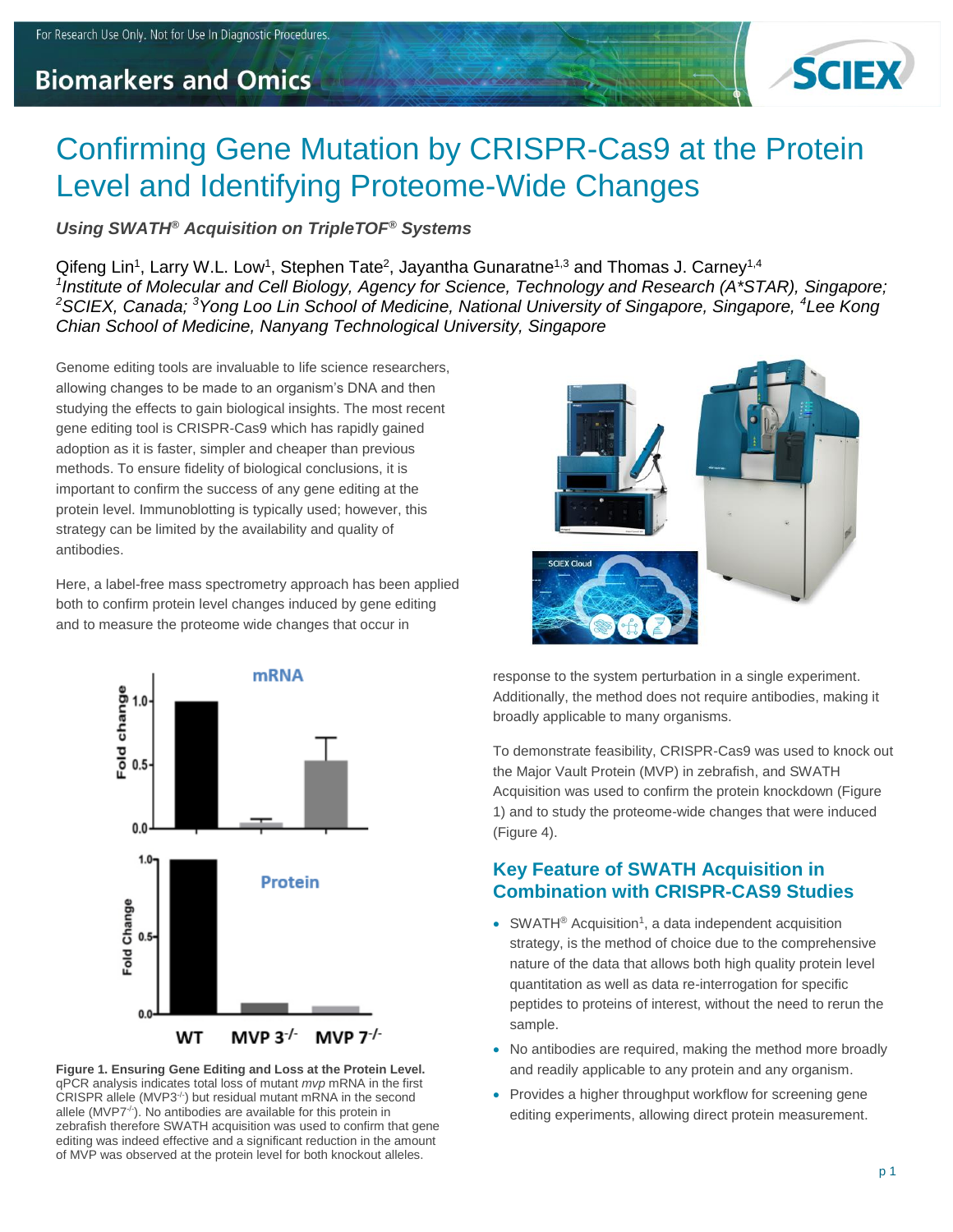For Research Use Only. Not for Use In Diagnostic Procedures.

Biomarkers and Omics

# Confirming Gene Mutation by CRISPR-Cas9 at the Protein Level and Identifying Proteome-Wide Changes

***Using SWATH® Acquisition on TripleTOF® Systems***

Qifeng Lin[1], Larry W.L. Low[1], Stephen Tate[2], Jayantha Gunaratne[1,3] and Thomas J. Carney[1,4]

*[1]Institute of Molecular and Cell Biology, Agency for Science, Technology and Research (A\*STAR), Singapore; [2]SCIEX, Canada; [3]Yong Loo Lin School of Medicine, National University of Singapore, Singapore, [4]Lee Kong Chian School of Medicine, Nanyang Technological University, Singapore*

Genome editing tools are invaluable to life science researchers, allowing changes to be made to an organism's DNA and then studying the effects to gain biological insights. The most recent gene editing tool is CRISPR-Cas9 which has rapidly gained adoption as it is faster, simpler and cheaper than previous methods. To ensure fidelity of biological conclusions, it is important to confirm the success of any gene editing at the protein level. Immunoblotting is typically used; however, this strategy can be limited by the availability and quality of antibodies.

Here, a label-free mass spectrometry approach has been applied both to confirm protein level changes induced by gene editing and to measure the proteome wide changes that occur in response to the system perturbation in a single experiment. Additionally, the method does not require antibodies, making it broadly applicable to many organisms.

**Figure 1. Ensuring Gene Editing and Loss at the Protein Level.** qPCR analysis indicates total loss of mutant *mvp* mRNA in the first CRISPR allele (MVP3$^{-/-}$) but residual mutant mRNA in the second allele (MVP7$^{-/-}$). No antibodies are available for this protein in zebrafish therefore SWATH acquisition was used to confirm that gene editing was indeed effective and a significant reduction in the amount of MVP was observed at the protein level for both knockout alleles.

To demonstrate feasibility, CRISPR-Cas9 was used to knock out the Major Vault Protein (MVP) in zebrafish, and SWATH Acquisition was used to confirm the protein knockdown (Figure 1) and to study the proteome-wide changes that were induced (Figure 4).

## Key Feature of SWATH Acquisition in Combination with CRISPR-CAS9 Studies

- SWATH® Acquisition[1], a data independent acquisition strategy, is the method of choice due to the comprehensive nature of the data that allows both high quality protein level quantitation as well as data re-interrogation for specific peptides to proteins of interest, without the need to rerun the sample.
- No antibodies are required, making the method more broadly and readily applicable to any protein and any organism.
- Provides a higher throughput workflow for screening gene editing experiments, allowing direct protein measurement.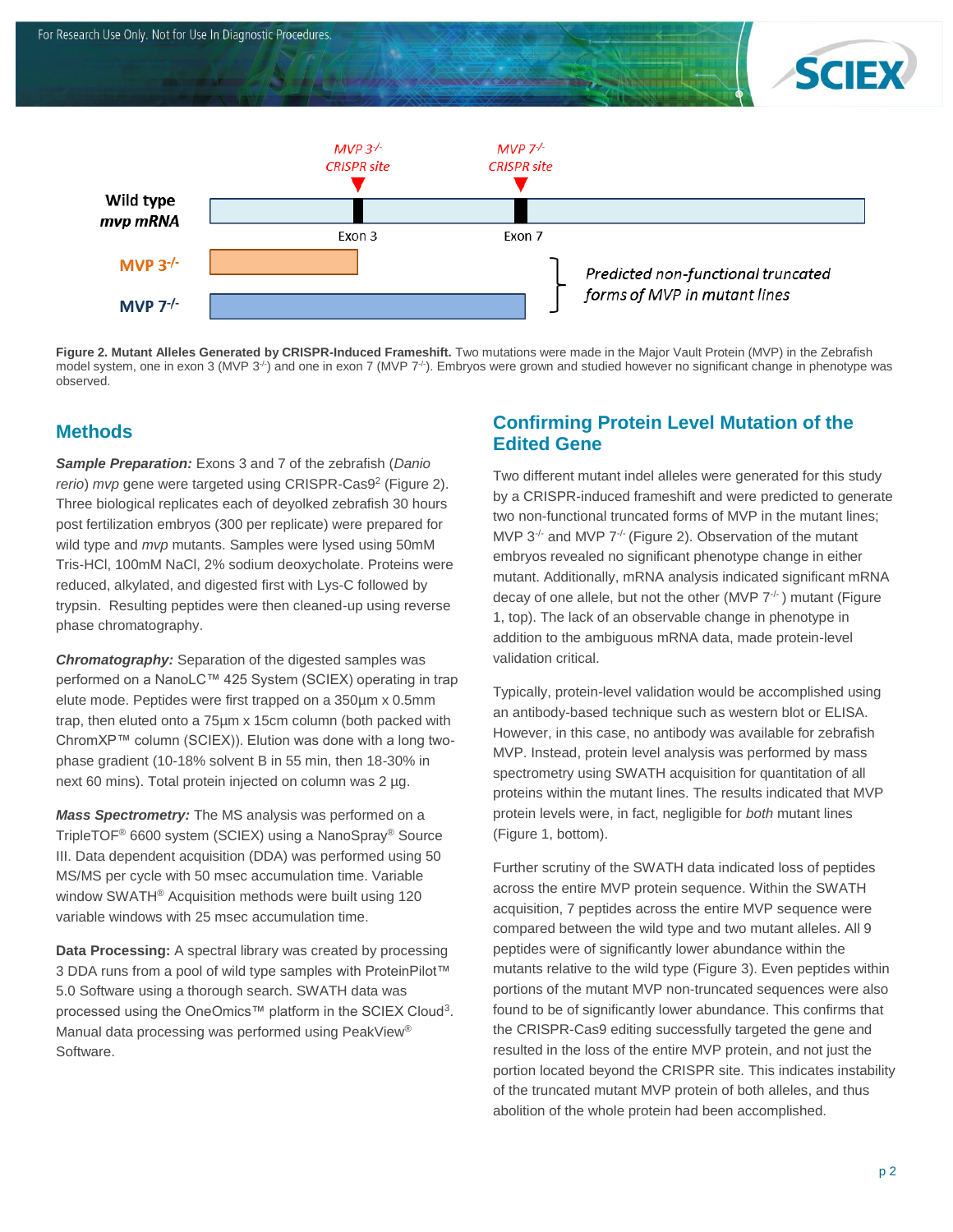Figure 2. Mutant Alleles Generated by CRISPR-Induced Frameshift. Two mutations were made in the Major Vault Protein (MVP) in the Zebrafish model system, one in exon 3 (MVP $3^{-/-}$) and one in exon 7 (MVP $7^{-/-}$). Embryos were grown and studied however no significant change in phenotype was observed.

## Methods

***Sample Preparation:*** Exons 3 and 7 of the zebrafish (*Danio rerio*) *mvp* gene were targeted using CRISPR-Cas9[2] (Figure 2). Three biological replicates each of deyolked zebrafish 30 hours post fertilization embryos (300 per replicate) were prepared for wild type and *mvp* mutants. Samples were lysed using 50mM Tris-HCl, 100mM NaCl, 2% sodium deoxycholate. Proteins were reduced, alkylated, and digested first with Lys-C followed by trypsin. Resulting peptides were then cleaned-up using reverse phase chromatography.

***Chromatography:*** Separation of the digested samples was performed on a NanoLC™ 425 System (SCIEX) operating in trap elute mode. Peptides were first trapped on a 350µm x 0.5mm trap, then eluted onto a 75µm x 15cm column (both packed with ChromXP™ column (SCIEX)). Elution was done with a long two-phase gradient (10-18% solvent B in 55 min, then 18-30% in next 60 mins). Total protein injected on column was 2 µg.

***Mass Spectrometry:*** The MS analysis was performed on a TripleTOF® 6600 system (SCIEX) using a NanoSpray® Source III. Data dependent acquisition (DDA) was performed using 50 MS/MS per cycle with 50 msec accumulation time. Variable window SWATH® Acquisition methods were built using 120 variable windows with 25 msec accumulation time.

**Data Processing:** A spectral library was created by processing 3 DDA runs from a pool of wild type samples with ProteinPilot™ 5.0 Software using a thorough search. SWATH data was processed using the OneOmics™ platform in the SCIEX Cloud[3]. Manual data processing was performed using PeakView® Software.

## Confirming Protein Level Mutation of the Edited Gene

Two different mutant indel alleles were generated for this study by a CRISPR-induced frameshift and were predicted to generate two non-functional truncated forms of MVP in the mutant lines; MVP $3^{-/-}$ and MVP $7^{-/-}$ (Figure 2). Observation of the mutant embryos revealed no significant phenotype change in either mutant. Additionally, mRNA analysis indicated significant mRNA decay of one allele, but not the other (MVP $7^{-/-}$) mutant (Figure 1, top). The lack of an observable change in phenotype in addition to the ambiguous mRNA data, made protein-level validation critical.

Typically, protein-level validation would be accomplished using an antibody-based technique such as western blot or ELISA. However, in this case, no antibody was available for zebrafish MVP. Instead, protein level analysis was performed by mass spectrometry using SWATH acquisition for quantitation of all proteins within the mutant lines. The results indicated that MVP protein levels were, in fact, negligible for *both* mutant lines (Figure 1, bottom).

Further scrutiny of the SWATH data indicated loss of peptides across the entire MVP protein sequence. Within the SWATH acquisition, 7 peptides across the entire MVP sequence were compared between the wild type and two mutant alleles. All 9 peptides were of significantly lower abundance within the mutants relative to the wild type (Figure 3). Even peptides within portions of the mutant MVP non-truncated sequences were also found to be of significantly lower abundance. This confirms that the CRISPR-Cas9 editing successfully targeted the gene and resulted in the loss of the entire MVP protein, and not just the portion located beyond the CRISPR site. This indicates instability of the truncated mutant MVP protein of both alleles, and thus abolition of the whole protein had been accomplished.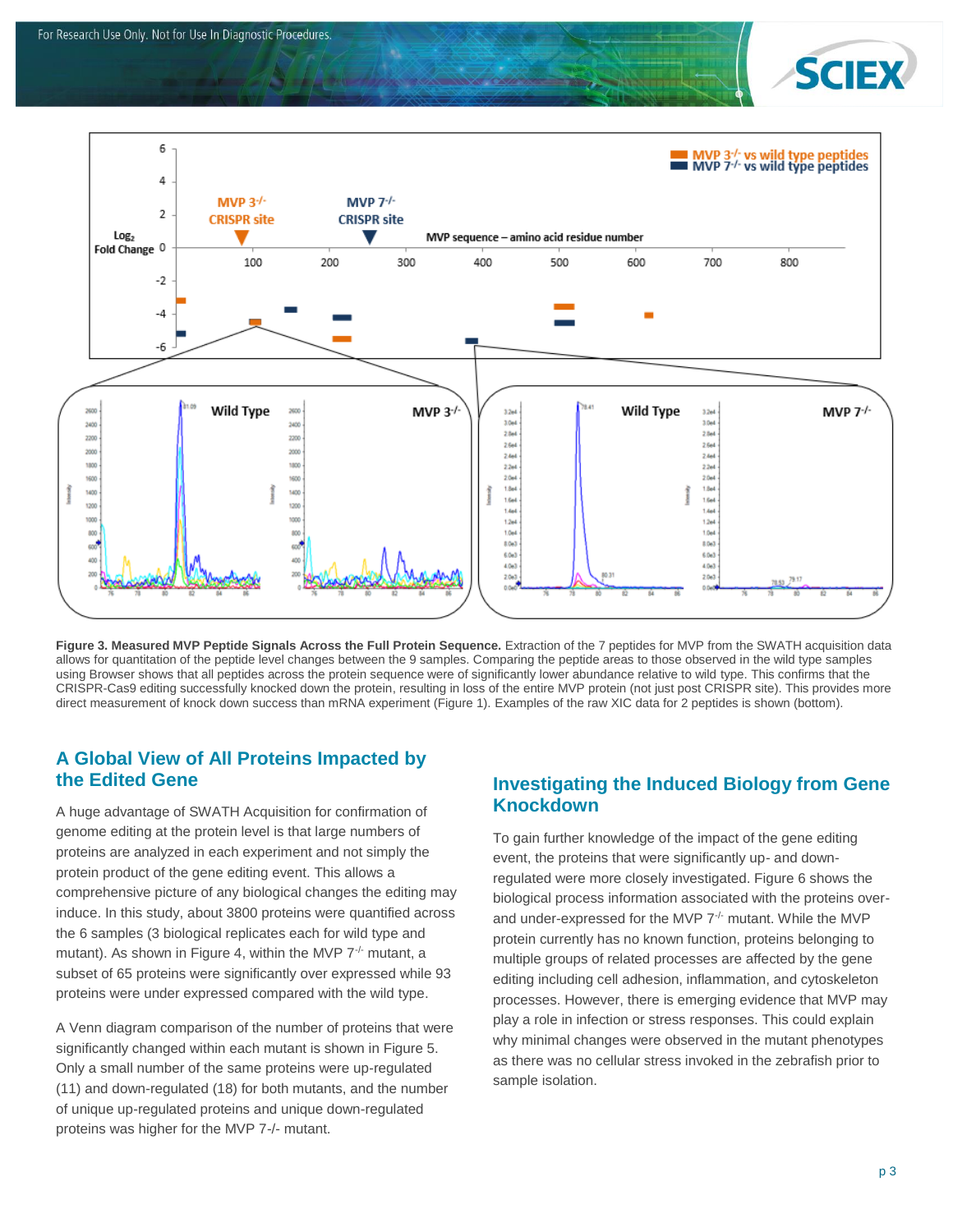**Figure 3. Measured MVP Peptide Signals Across the Full Protein Sequence.** Extraction of the 7 peptides for MVP from the SWATH acquisition data allows for quantitation of the peptide level changes between the 9 samples. Comparing the peptide areas to those observed in the wild type samples using Browser shows that all peptides across the protein sequence were of significantly lower abundance relative to wild type. This confirms that the CRISPR-Cas9 editing successfully knocked down the protein, resulting in loss of the entire MVP protein (not just post CRISPR site). This provides more direct measurement of knock down success than mRNA experiment (Figure 1). Examples of the raw XIC data for 2 peptides is shown (bottom).

## A Global View of All Proteins Impacted by the Edited Gene

A huge advantage of SWATH Acquisition for confirmation of genome editing at the protein level is that large numbers of proteins are analyzed in each experiment and not simply the protein product of the gene editing event. This allows a comprehensive picture of any biological changes the editing may induce. In this study, about 3800 proteins were quantified across the 6 samples (3 biological replicates each for wild type and mutant). As shown in Figure 4, within the MVP $7^{-/-}$ mutant, a subset of 65 proteins were significantly over expressed while 93 proteins were under expressed compared with the wild type.

A Venn diagram comparison of the number of proteins that were significantly changed within each mutant is shown in Figure 5. Only a small number of the same proteins were up-regulated (11) and down-regulated (18) for both mutants, and the number of unique up-regulated proteins and unique down-regulated proteins was higher for the MVP 7-/- mutant.

## Investigating the Induced Biology from Gene Knockdown

To gain further knowledge of the impact of the gene editing event, the proteins that were significantly up- and down-regulated were more closely investigated. Figure 6 shows the biological process information associated with the proteins over- and under-expressed for the MVP $7^{-/-}$ mutant. While the MVP protein currently has no known function, proteins belonging to multiple groups of related processes are affected by the gene editing including cell adhesion, inflammation, and cytoskeleton processes. However, there is emerging evidence that MVP may play a role in infection or stress responses. This could explain why minimal changes were observed in the mutant phenotypes as there was no cellular stress invoked in the zebrafish prior to sample isolation.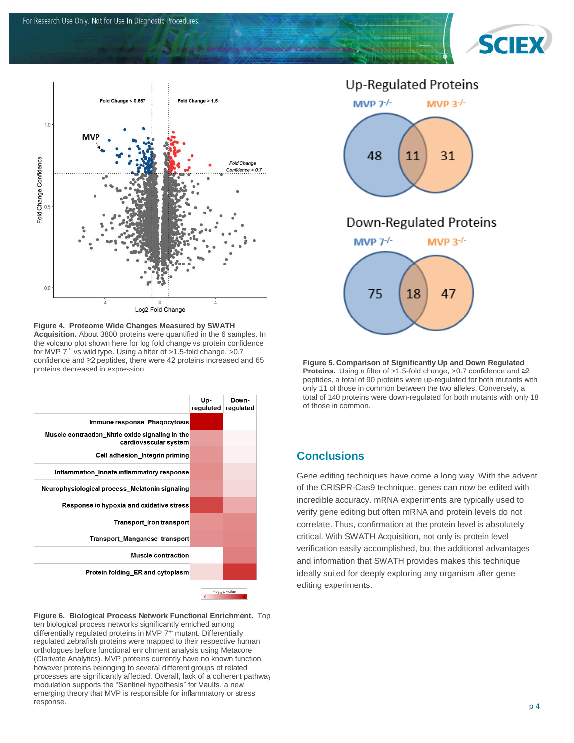**Figure 4. Proteome Wide Changes Measured by SWATH Acquisition.** About 3800 proteins were quantified in the 6 samples. In the volcano plot shown here for log fold change vs protein confidence for MVP $7^{-/-}$ vs wild type. Using a filter of >1.5-fold change, >0.7 confidence and ≥2 peptides, there were 42 proteins increased and 65 proteins decreased in expression.

**Figure 5. Comparison of Significantly Up and Down Regulated Proteins.** Using a filter of >1.5-fold change, >0.7 confidence and ≥2 peptides, a total of 90 proteins were up-regulated for both mutants with only 11 of those in common between the two alleles. Conversely, a total of 140 proteins were down-regulated for both mutants with only 18 of those in common.

**Figure 6. Biological Process Network Functional Enrichment.** Top ten biological process networks significantly enriched among differentially regulated proteins in MVP $7^{-/-}$ mutant. Differentially regulated zebrafish proteins were mapped to their respective human orthologues before functional enrichment analysis using Metacore (Clarivate Analytics). MVP proteins currently have no known function however proteins belonging to several different groups of related processes are significantly affected. Overall, lack of a coherent pathway modulation supports the "Sentinel hypothesis" for Vaults, a new emerging theory that MVP is responsible for inflammatory or stress response.

## Conclusions

Gene editing techniques have come a long way. With the advent of the CRISPR-Cas9 technique, genes can now be edited with incredible accuracy. mRNA experiments are typically used to verify gene editing but often mRNA and protein levels do not correlate. Thus, confirmation at the protein level is absolutely critical. With SWATH Acquisition, not only is protein level verification easily accomplished, but the additional advantages and information that SWATH provides makes this technique ideally suited for deeply exploring any organism after gene editing experiments.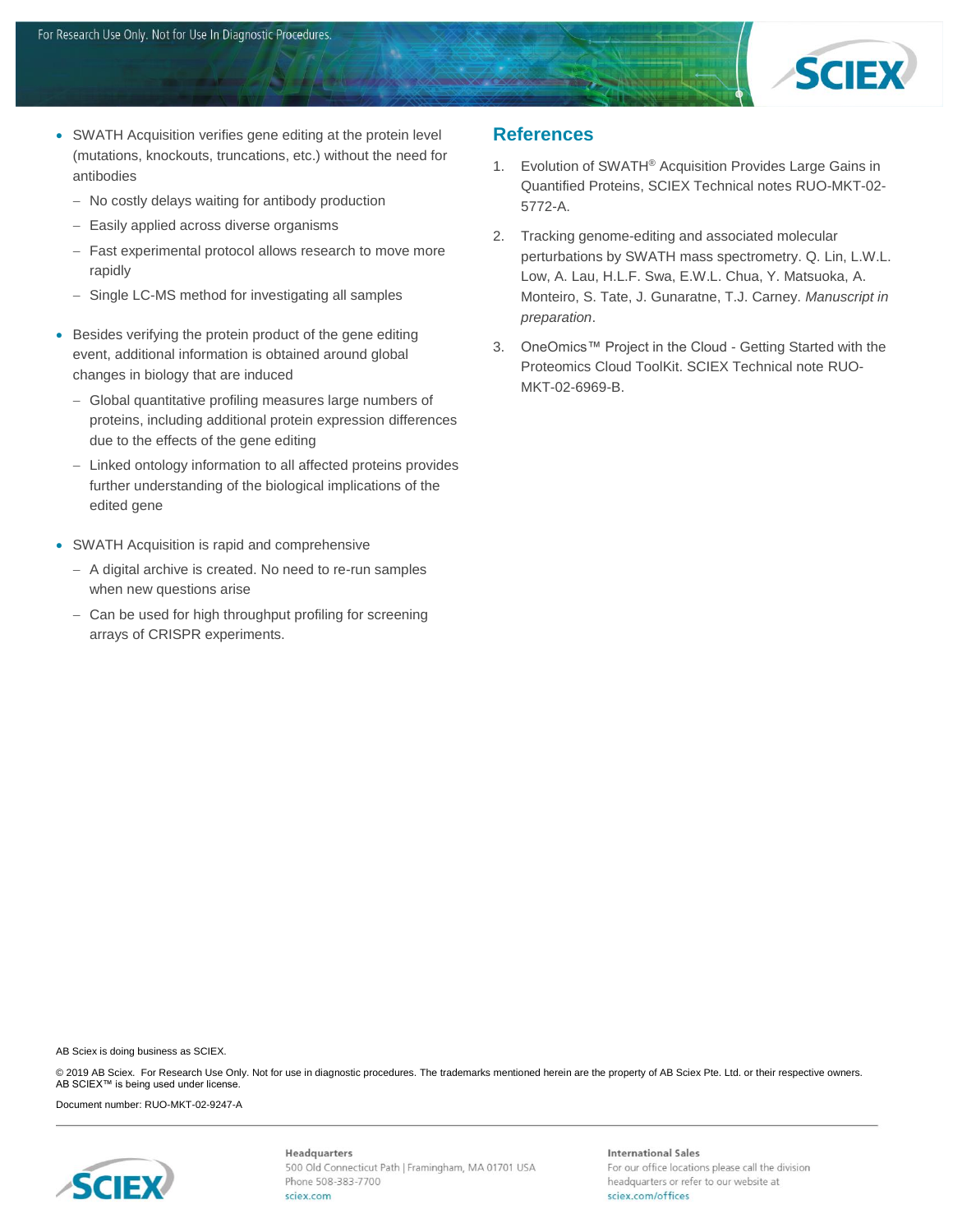- SWATH Acquisition verifies gene editing at the protein level (mutations, knockouts, truncations, etc.) without the need for antibodies
  - No costly delays waiting for antibody production
  - Easily applied across diverse organisms
  - Fast experimental protocol allows research to move more rapidly
  - Single LC-MS method for investigating all samples
- Besides verifying the protein product of the gene editing event, additional information is obtained around global changes in biology that are induced
  - Global quantitative profiling measures large numbers of proteins, including additional protein expression differences due to the effects of the gene editing
  - Linked ontology information to all affected proteins provides further understanding of the biological implications of the edited gene
- SWATH Acquisition is rapid and comprehensive
  - A digital archive is created. No need to re-run samples when new questions arise
  - Can be used for high throughput profiling for screening arrays of CRISPR experiments.

## References

1. Evolution of SWATH® Acquisition Provides Large Gains in Quantified Proteins, SCIEX Technical notes RUO-MKT-02-5772-A.
2. Tracking genome-editing and associated molecular perturbations by SWATH mass spectrometry. Q. Lin, L.W.L. Low, A. Lau, H.L.F. Swa, E.W.L. Chua, Y. Matsuoka, A. Monteiro, S. Tate, J. Gunaratne, T.J. Carney. *Manuscript in preparation*.
3. OneOmics™ Project in the Cloud - Getting Started with the Proteomics Cloud ToolKit. SCIEX Technical note RUO-MKT-02-6969-B.

AB Sciex is doing business as SCIEX.

© 2019 AB Sciex. For Research Use Only. Not for use in diagnostic procedures. The trademarks mentioned herein are the property of AB Sciex Pte. Ltd. or their respective owners. AB SCIEX™ is being used under license.

Document number: RUO-MKT-02-9247-A

**Headquarters**
500 Old Connecticut Path | Framingham, MA 01701 USA
Phone 508-383-7700
sciex.com

**International Sales**
For our office locations please call the division headquarters or refer to our website at
sciex.com/offices